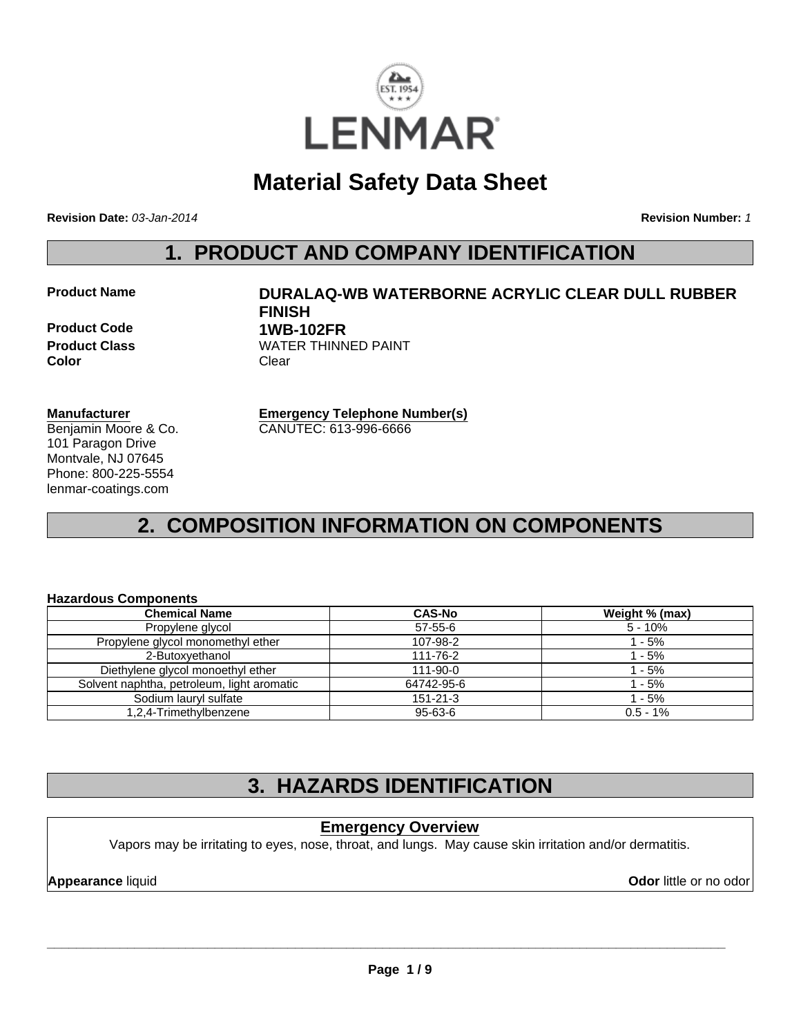LENMAR

# Material Safety Data Sheet

**Revision Date:** *03-Jan-2014* **Revision Number:** *1*

## 1. PRODUCT AND COMPANY IDENTIFICATION

**Product Name** **DURALAQ-WB WATERBORNE ACRYLIC CLEAR DULL RUBBER FINISH**
**Product Code** **1WB-102FR**
**Product Class** WATER THINNED PAINT
**Color** Clear

**Manufacturer**
Benjamin Moore & Co.
101 Paragon Drive
Montvale, NJ 07645
Phone: 800-225-5554
lenmar-coatings.com

**Emergency Telephone Number(s)**
CANUTEC: 613-996-6666

## 2. COMPOSITION INFORMATION ON COMPONENTS

**Hazardous Components**

| Chemical Name | CAS-No | Weight % (max) |
|---|---|---|
| Propylene glycol | 57-55-6 | 5 - 10% |
| Propylene glycol monomethyl ether | 107-98-2 | 1 - 5% |
| 2-Butoxyethanol | 111-76-2 | 1 - 5% |
| Diethylene glycol monoethyl ether | 111-90-0 | 1 - 5% |
| Solvent naphtha, petroleum, light aromatic | 64742-95-6 | 1 - 5% |
| Sodium lauryl sulfate | 151-21-3 | 1 - 5% |
| 1,2,4-Trimethylbenzene | 95-63-6 | 0.5 - 1% |

## 3. HAZARDS IDENTIFICATION

**Emergency Overview**

Vapors may be irritating to eyes, nose, throat, and lungs. May cause skin irritation and/or dermatitis.

**Appearance** liquid **Odor** little or no odor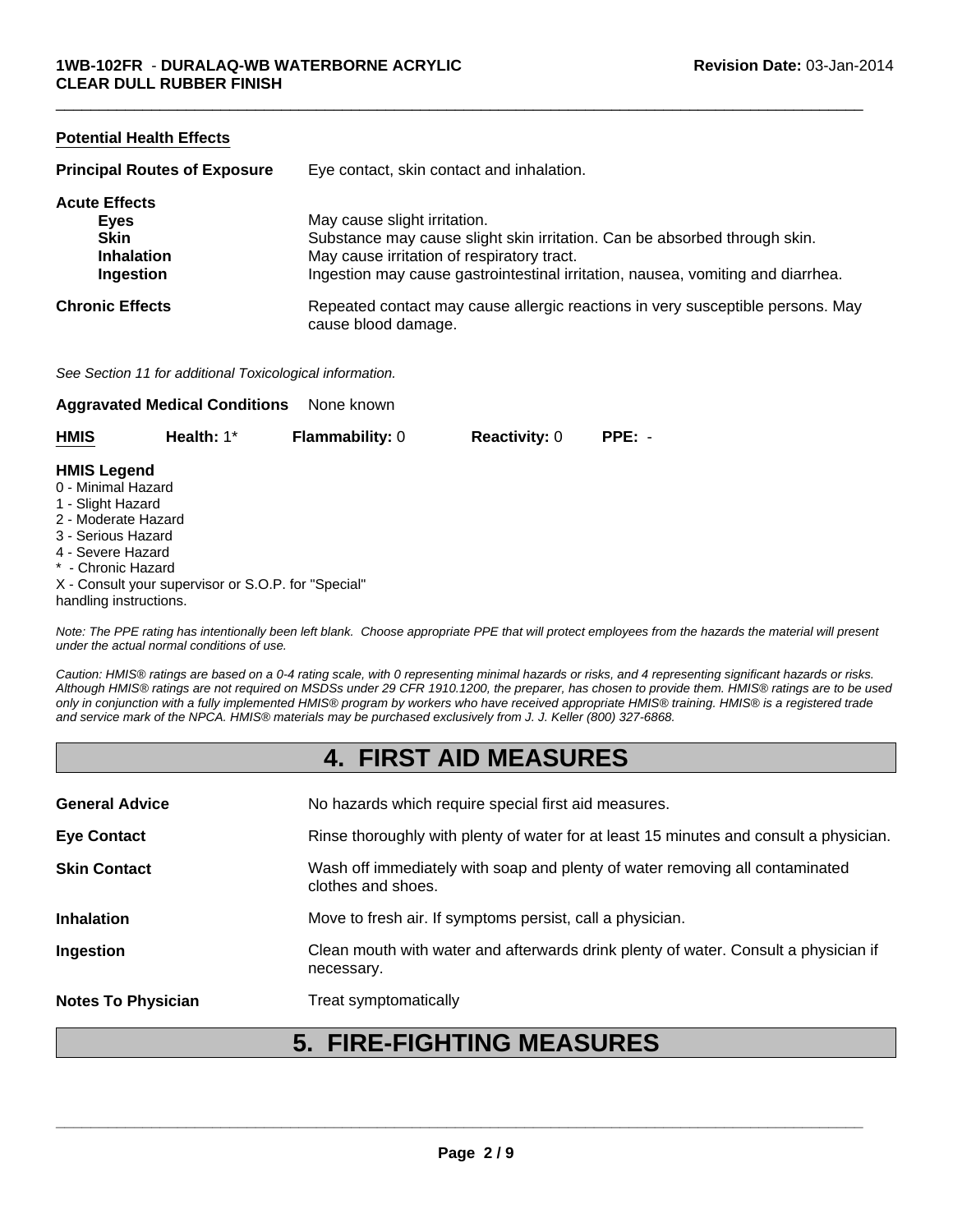**Potential Health Effects**

| | |
|---|---|
| **Principal Routes of Exposure** | Eye contact, skin contact and inhalation. |
| **Acute Effects** | |
| **Eyes** | May cause slight irritation. |
| **Skin** | Substance may cause slight skin irritation. Can be absorbed through skin. |
| **Inhalation** | May cause irritation of respiratory tract. |
| **Ingestion** | Ingestion may cause gastrointestinal irritation, nausea, vomiting and diarrhea. |
| **Chronic Effects** | Repeated contact may cause allergic reactions in very susceptible persons. May cause blood damage. |

*See Section 11 for additional Toxicological information.*

**Aggravated Medical Conditions** None known

| **HMIS** | **Health:** 1* | **Flammability:** 0 | **Reactivity:** 0 | **PPE:** - |
|---|---|---|---|---|

**HMIS Legend**
0 - Minimal Hazard
1 - Slight Hazard
2 - Moderate Hazard
3 - Serious Hazard
4 - Severe Hazard
* - Chronic Hazard
X - Consult your supervisor or S.O.P. for "Special" handling instructions.

*Note: The PPE rating has intentionally been left blank. Choose appropriate PPE that will protect employees from the hazards the material will present under the actual normal conditions of use.*

*Caution: HMIS® ratings are based on a 0-4 rating scale, with 0 representing minimal hazards or risks, and 4 representing significant hazards or risks. Although HMIS® ratings are not required on MSDSs under 29 CFR 1910.1200, the preparer, has chosen to provide them. HMIS® ratings are to be used only in conjunction with a fully implemented HMIS® program by workers who have received appropriate HMIS® training. HMIS® is a registered trade and service mark of the NPCA. HMIS® materials may be purchased exclusively from J. J. Keller (800) 327-6868.*

## 4. FIRST AID MEASURES

| | |
|---|---|
| **General Advice** | No hazards which require special first aid measures. |
| **Eye Contact** | Rinse thoroughly with plenty of water for at least 15 minutes and consult a physician. |
| **Skin Contact** | Wash off immediately with soap and plenty of water removing all contaminated clothes and shoes. |
| **Inhalation** | Move to fresh air. If symptoms persist, call a physician. |
| **Ingestion** | Clean mouth with water and afterwards drink plenty of water. Consult a physician if necessary. |
| **Notes To Physician** | Treat symptomatically |

## 5. FIRE-FIGHTING MEASURES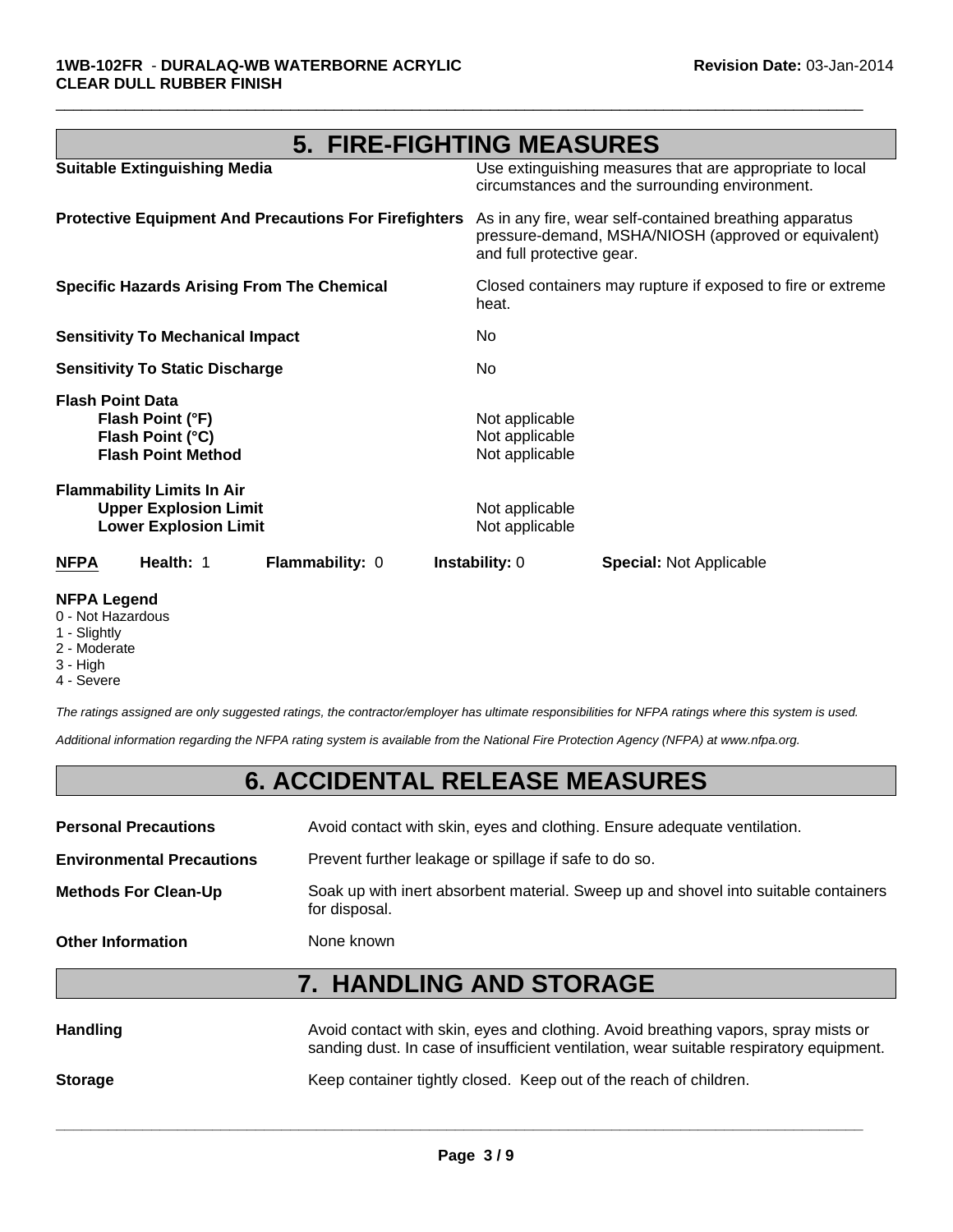## 5. FIRE-FIGHTING MEASURES

**Suitable Extinguishing Media** — Use extinguishing measures that are appropriate to local circumstances and the surrounding environment.

**Protective Equipment And Precautions For Firefighters** — As in any fire, wear self-contained breathing apparatus pressure-demand, MSHA/NIOSH (approved or equivalent) and full protective gear.

**Specific Hazards Arising From The Chemical** — Closed containers may rupture if exposed to fire or extreme heat.

**Sensitivity To Mechanical Impact** — No

**Sensitivity To Static Discharge** — No

**Flash Point Data**

- **Flash Point (°F)** — Not applicable
- **Flash Point (°C)** — Not applicable
- **Flash Point Method** — Not applicable

**Flammability Limits In Air**

- **Upper Explosion Limit** — Not applicable
- **Lower Explosion Limit** — Not applicable

| NFPA | Health: 1 | Flammability: 0 | Instability: 0 | Special: Not Applicable |
|---|---|---|---|---|

**NFPA Legend**

0 - Not Hazardous
1 - Slightly
2 - Moderate
3 - High
4 - Severe

*The ratings assigned are only suggested ratings, the contractor/employer has ultimate responsibilities for NFPA ratings where this system is used.*

*Additional information regarding the NFPA rating system is available from the National Fire Protection Agency (NFPA) at www.nfpa.org.*

## 6. ACCIDENTAL RELEASE MEASURES

**Personal Precautions** — Avoid contact with skin, eyes and clothing. Ensure adequate ventilation.

**Environmental Precautions** — Prevent further leakage or spillage if safe to do so.

**Methods For Clean-Up** — Soak up with inert absorbent material. Sweep up and shovel into suitable containers for disposal.

**Other Information** — None known

## 7. HANDLING AND STORAGE

**Handling** — Avoid contact with skin, eyes and clothing. Avoid breathing vapors, spray mists or sanding dust. In case of insufficient ventilation, wear suitable respiratory equipment.

**Storage** — Keep container tightly closed. Keep out of the reach of children.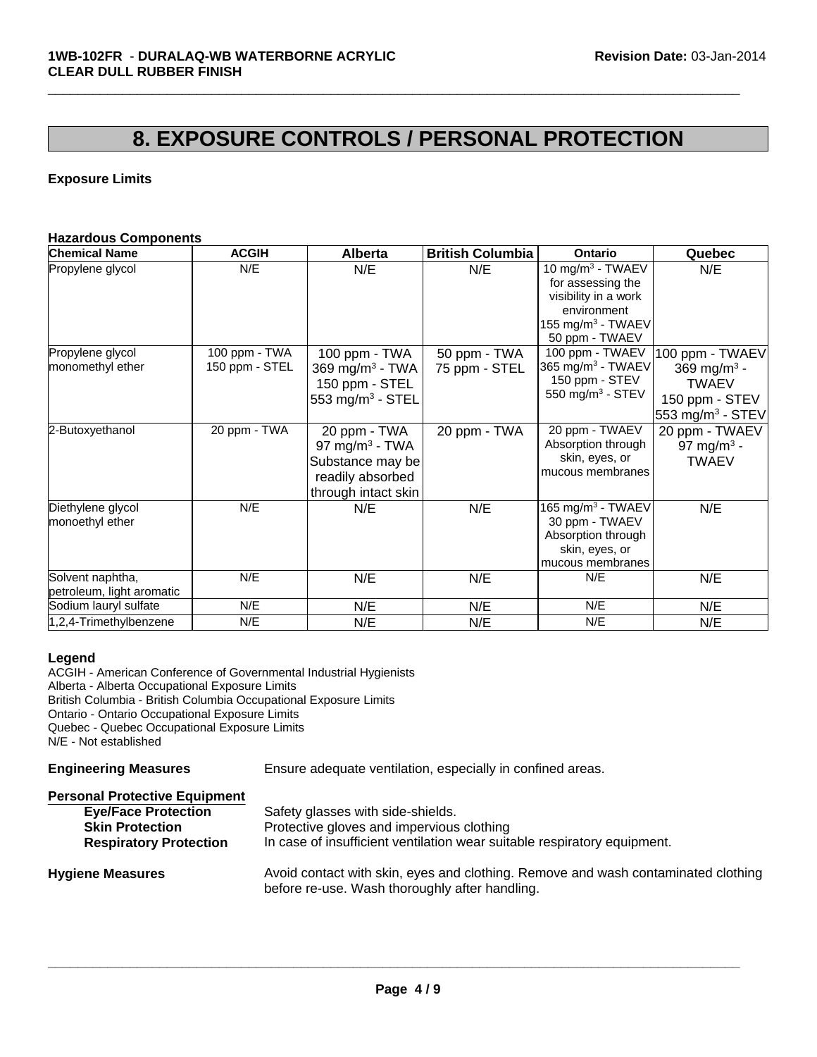# 8. EXPOSURE CONTROLS / PERSONAL PROTECTION

**Exposure Limits**

**Hazardous Components**

| Chemical Name | ACGIH | Alberta | British Columbia | Ontario | Quebec |
|---|---|---|---|---|---|
| Propylene glycol | N/E | N/E | N/E | 10 mg/m$^3$ - TWAEV for assessing the visibility in a work environment<br>155 mg/m$^3$ - TWAEV<br>50 ppm - TWAEV | N/E |
| Propylene glycol monomethyl ether | 100 ppm - TWA<br>150 ppm - STEL | 100 ppm - TWA<br>369 mg/m$^3$ - TWA<br>150 ppm - STEL<br>553 mg/m$^3$ - STEL | 50 ppm - TWA<br>75 ppm - STEL | 100 ppm - TWAEV<br>365 mg/m$^3$ - TWAEV<br>150 ppm - STEV<br>550 mg/m$^3$ - STEV | 100 ppm - TWAEV<br>369 mg/m$^3$ - TWAEV<br>150 ppm - STEV<br>553 mg/m$^3$ - STEV |
| 2-Butoxyethanol | 20 ppm - TWA | 20 ppm - TWA<br>97 mg/m$^3$ - TWA<br>Substance may be readily absorbed through intact skin | 20 ppm - TWA | 20 ppm - TWAEV<br>Absorption through skin, eyes, or mucous membranes | 20 ppm - TWAEV<br>97 mg/m$^3$ - TWAEV |
| Diethylene glycol monoethyl ether | N/E | N/E | N/E | 165 mg/m$^3$ - TWAEV<br>30 ppm - TWAEV<br>Absorption through skin, eyes, or mucous membranes | N/E |
| Solvent naphtha, petroleum, light aromatic | N/E | N/E | N/E | N/E | N/E |
| Sodium lauryl sulfate | N/E | N/E | N/E | N/E | N/E |
| 1,2,4-Trimethylbenzene | N/E | N/E | N/E | N/E | N/E |

**Legend**
ACGIH - American Conference of Governmental Industrial Hygienists
Alberta - Alberta Occupational Exposure Limits
British Columbia - British Columbia Occupational Exposure Limits
Ontario - Ontario Occupational Exposure Limits
Quebec - Quebec Occupational Exposure Limits
N/E - Not established

**Engineering Measures** Ensure adequate ventilation, especially in confined areas.

**Personal Protective Equipment**

- **Eye/Face Protection** Safety glasses with side-shields.
- **Skin Protection** Protective gloves and impervious clothing
- **Respiratory Protection** In case of insufficient ventilation wear suitable respiratory equipment.

**Hygiene Measures** Avoid contact with skin, eyes and clothing. Remove and wash contaminated clothing before re-use. Wash thoroughly after handling.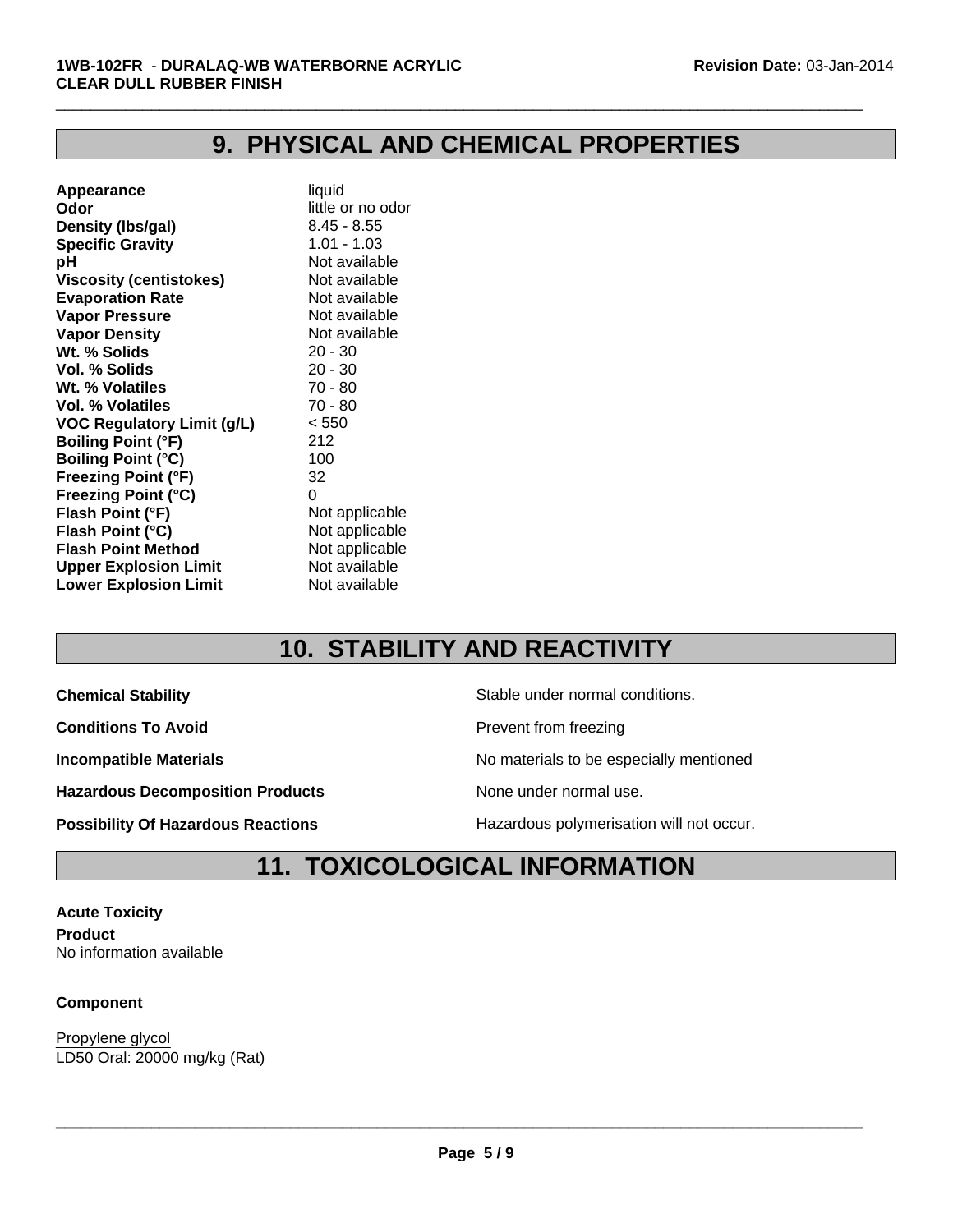## 9. PHYSICAL AND CHEMICAL PROPERTIES

| | |
|---|---|
| **Appearance** | liquid |
| **Odor** | little or no odor |
| **Density (lbs/gal)** | 8.45 - 8.55 |
| **Specific Gravity** | 1.01 - 1.03 |
| **pH** | Not available |
| **Viscosity (centistokes)** | Not available |
| **Evaporation Rate** | Not available |
| **Vapor Pressure** | Not available |
| **Vapor Density** | Not available |
| **Wt. % Solids** | 20 - 30 |
| **Vol. % Solids** | 20 - 30 |
| **Wt. % Volatiles** | 70 - 80 |
| **Vol. % Volatiles** | 70 - 80 |
| **VOC Regulatory Limit (g/L)** | < 550 |
| **Boiling Point (°F)** | 212 |
| **Boiling Point (°C)** | 100 |
| **Freezing Point (°F)** | 32 |
| **Freezing Point (°C)** | 0 |
| **Flash Point (°F)** | Not applicable |
| **Flash Point (°C)** | Not applicable |
| **Flash Point Method** | Not applicable |
| **Upper Explosion Limit** | Not available |
| **Lower Explosion Limit** | Not available |

## 10. STABILITY AND REACTIVITY

| | |
|---|---|
| **Chemical Stability** | Stable under normal conditions. |
| **Conditions To Avoid** | Prevent from freezing |
| **Incompatible Materials** | No materials to be especially mentioned |
| **Hazardous Decomposition Products** | None under normal use. |
| **Possibility Of Hazardous Reactions** | Hazardous polymerisation will not occur. |

## 11. TOXICOLOGICAL INFORMATION

**Acute Toxicity**

**Product**
No information available

**Component**

Propylene glycol
LD50 Oral: 20000 mg/kg (Rat)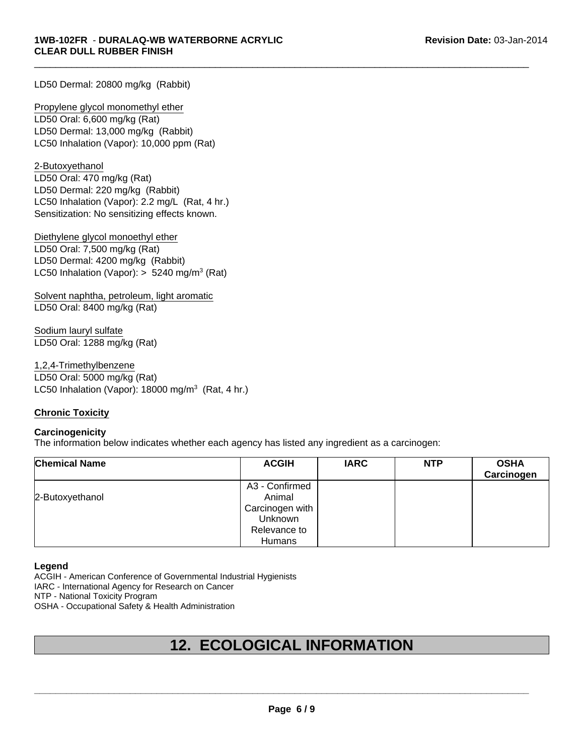LD50 Dermal: 20800 mg/kg (Rabbit)

Propylene glycol monomethyl ether
LD50 Oral: 6,600 mg/kg (Rat)
LD50 Dermal: 13,000 mg/kg (Rabbit)
LC50 Inhalation (Vapor): 10,000 ppm (Rat)

2-Butoxyethanol
LD50 Oral: 470 mg/kg (Rat)
LD50 Dermal: 220 mg/kg (Rabbit)
LC50 Inhalation (Vapor): 2.2 mg/L (Rat, 4 hr.)
Sensitization: No sensitizing effects known.

Diethylene glycol monoethyl ether
LD50 Oral: 7,500 mg/kg (Rat)
LD50 Dermal: 4200 mg/kg (Rabbit)
LC50 Inhalation (Vapor): > 5240 mg/m$^3$ (Rat)

Solvent naphtha, petroleum, light aromatic
LD50 Oral: 8400 mg/kg (Rat)

Sodium lauryl sulfate
LD50 Oral: 1288 mg/kg (Rat)

1,2,4-Trimethylbenzene
LD50 Oral: 5000 mg/kg (Rat)
LC50 Inhalation (Vapor): 18000 mg/m$^3$ (Rat, 4 hr.)

**Chronic Toxicity**

**Carcinogenicity**
The information below indicates whether each agency has listed any ingredient as a carcinogen:

| Chemical Name | ACGIH | IARC | NTP | OSHA Carcinogen |
|---|---|---|---|---|
| 2-Butoxyethanol | A3 - Confirmed Animal Carcinogen with Unknown Relevance to Humans | | | |

**Legend**
ACGIH - American Conference of Governmental Industrial Hygienists
IARC - International Agency for Research on Cancer
NTP - National Toxicity Program
OSHA - Occupational Safety & Health Administration

# 12. ECOLOGICAL INFORMATION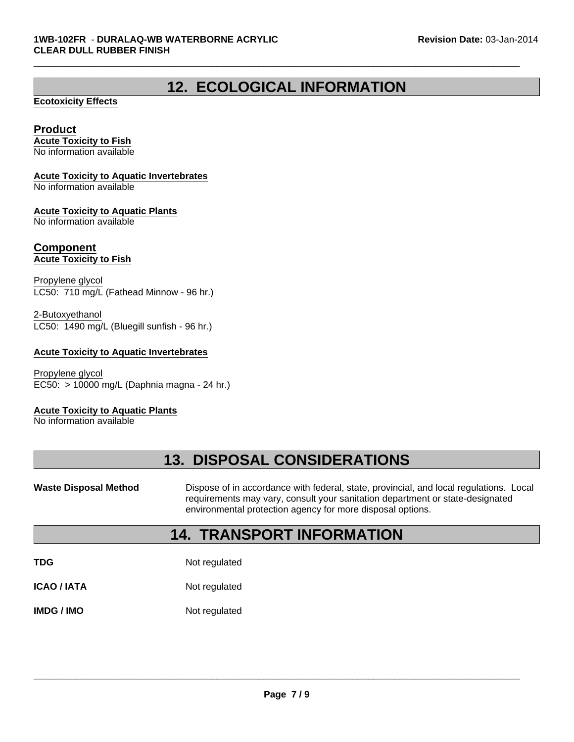# 12. ECOLOGICAL INFORMATION

**Ecotoxicity Effects**

## Product

**Acute Toxicity to Fish**
No information available

**Acute Toxicity to Aquatic Invertebrates**
No information available

**Acute Toxicity to Aquatic Plants**
No information available

## Component

**Acute Toxicity to Fish**

Propylene glycol
LC50: 710 mg/L (Fathead Minnow - 96 hr.)

2-Butoxyethanol
LC50: 1490 mg/L (Bluegill sunfish - 96 hr.)

**Acute Toxicity to Aquatic Invertebrates**

Propylene glycol
EC50: > 10000 mg/L (Daphnia magna - 24 hr.)

**Acute Toxicity to Aquatic Plants**
No information available

# 13. DISPOSAL CONSIDERATIONS

**Waste Disposal Method** Dispose of in accordance with federal, state, provincial, and local regulations. Local requirements may vary, consult your sanitation department or state-designated environmental protection agency for more disposal options.

# 14. TRANSPORT INFORMATION

**TDG** Not regulated

**ICAO / IATA** Not regulated

**IMDG / IMO** Not regulated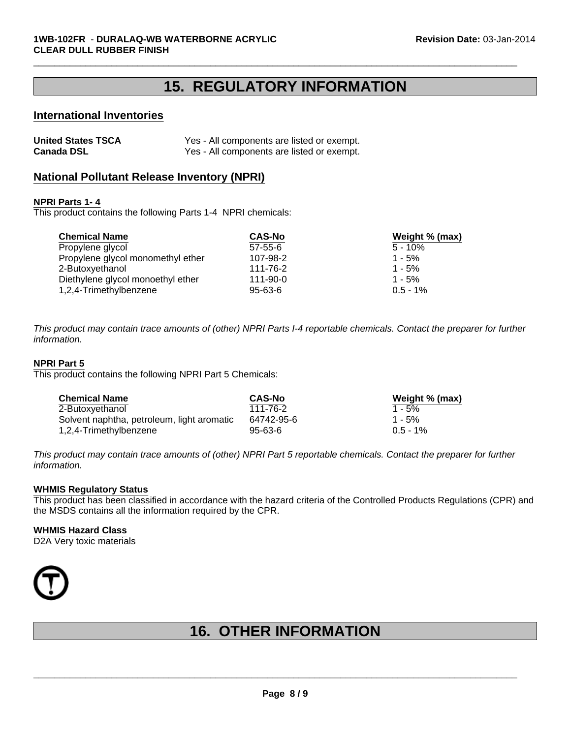# 15. REGULATORY INFORMATION

## International Inventories

| | |
|---|---|
| **United States TSCA** | Yes - All components are listed or exempt. |
| **Canada DSL** | Yes - All components are listed or exempt. |

## National Pollutant Release Inventory (NPRI)

### NPRI Parts 1- 4

This product contains the following Parts 1-4 NPRI chemicals:

| Chemical Name | CAS-No | Weight % (max) |
|---|---|---|
| Propylene glycol | 57-55-6 | 5 - 10% |
| Propylene glycol monomethyl ether | 107-98-2 | 1 - 5% |
| 2-Butoxyethanol | 111-76-2 | 1 - 5% |
| Diethylene glycol monoethyl ether | 111-90-0 | 1 - 5% |
| 1,2,4-Trimethylbenzene | 95-63-6 | 0.5 - 1% |

*This product may contain trace amounts of (other) NPRI Parts I-4 reportable chemicals. Contact the preparer for further information.*

### NPRI Part 5

This product contains the following NPRI Part 5 Chemicals:

| Chemical Name | CAS-No | Weight % (max) |
|---|---|---|
| 2-Butoxyethanol | 111-76-2 | 1 - 5% |
| Solvent naphtha, petroleum, light aromatic | 64742-95-6 | 1 - 5% |
| 1,2,4-Trimethylbenzene | 95-63-6 | 0.5 - 1% |

*This product may contain trace amounts of (other) NPRI Part 5 reportable chemicals. Contact the preparer for further information.*

### WHMIS Regulatory Status

This product has been classified in accordance with the hazard criteria of the Controlled Products Regulations (CPR) and the MSDS contains all the information required by the CPR.

### WHMIS Hazard Class

D2A Very toxic materials

# 16. OTHER INFORMATION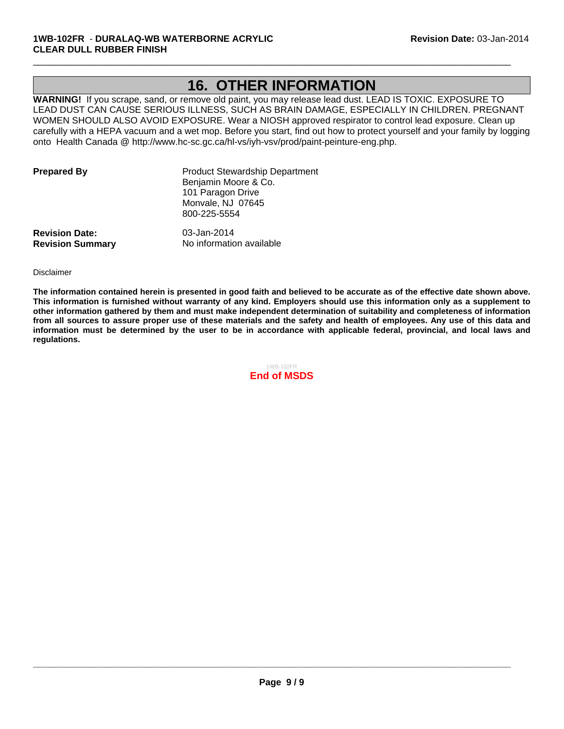## 16. OTHER INFORMATION

**WARNING!** If you scrape, sand, or remove old paint, you may release lead dust. LEAD IS TOXIC. EXPOSURE TO LEAD DUST CAN CAUSE SERIOUS ILLNESS, SUCH AS BRAIN DAMAGE, ESPECIALLY IN CHILDREN. PREGNANT WOMEN SHOULD ALSO AVOID EXPOSURE. Wear a NIOSH approved respirator to control lead exposure. Clean up carefully with a HEPA vacuum and a wet mop. Before you start, find out how to protect yourself and your family by logging onto Health Canada @ http://www.hc-sc.gc.ca/hl-vs/iyh-vsv/prod/paint-peinture-eng.php.

| | |
|---|---|
| **Prepared By** | Product Stewardship Department<br>Benjamin Moore & Co.<br>101 Paragon Drive<br>Monvale, NJ 07645<br>800-225-5554 |
| **Revision Date:** | 03-Jan-2014 |
| **Revision Summary** | No information available |

Disclaimer

**The information contained herein is presented in good faith and believed to be accurate as of the effective date shown above. This information is furnished without warranty of any kind. Employers should use this information only as a supplement to other information gathered by them and must make independent determination of suitability and completeness of information from all sources to assure proper use of these materials and the safety and health of employees. Any use of this data and information must be determined by the user to be in accordance with applicable federal, provincial, and local laws and regulations.**

1WB-102FR

**End of MSDS**